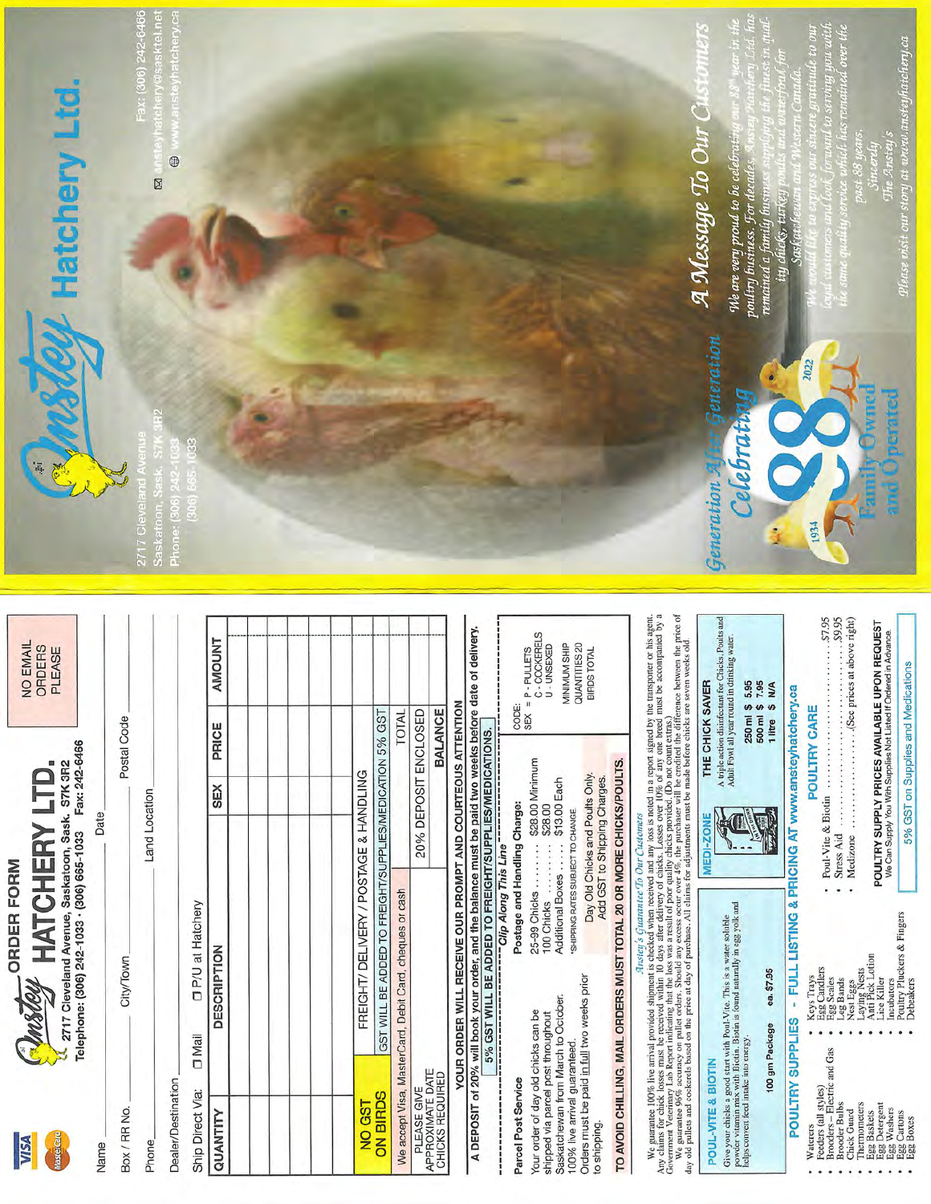# ORDER FORM

## Anstey HATCHERY LTD.

2717 Cleveland Avenue, Saskatoon, Sask. S7K 3R2
Telephone: (306) 242-1033 · (306) 665-1033 Fax: 242-6466

NO EMAIL ORDERS PLEASE

Name ______________________ Date ______

Box / RR No. ________ City/Town ________ Postal Code ________

Phone ________ Land Location ________

Dealer/Destination ________

Ship Direct Via: ☐ Mail ☐ P/U at Hatchery

| QUANTITY | DESCRIPTION | SEX | PRICE | AMOUNT |
|---|---|---|---|---|
| | | | | |
| | | | | |
| | | | | |
| | | | | |
| | | | | |
| | | | | |
| NO GST ON BIRDS | FREIGHT/ DELIVERY / POSTAGE & HANDLING | | | |
| | GST WILL BE ADDED TO FREIGHT/SUPPLIES/MEDICATION 5% GST | | | |
| We accept Visa, MasterCard, Debit Card, cheques or cash | | | TOTAL | |
| PLEASE GIVE APPROXIMATE DATE CHICKS REQUIRED | | 20% DEPOSIT ENCLOSED | | |
| | | | BALANCE | |

**YOUR ORDER WILL RECEIVE OUR PROMPT AND COURTEOUS ATTENTION**

**A DEPOSIT of 20% will book your order, and the balance must be paid two weeks before date of delivery.**

5% GST WILL BE ADDED TO FREIGHT/SUPPLIES/MEDICATIONS.

*Clip Along This Line*

**Parcel Post Service**

Your order of day old chicks can be shipped via parcel post throughout Saskatchewan from March to October. 100% live arrival guaranteed. Orders must be paid in full two weeks prior to shipping.

**Postage and Handling Charge:**

25-99 Chicks ........ $28.00 Minimum
100 Chicks ........ $28.00
Additional Boxes ...... $13.00 Each
*SHIPPING RATES SUBJECT TO CHANGE

Day Old Chicks and Poults Only. Add GST to Shipping Charges.

CODE:
SEX = P - PULLETS
C - COCKERELS
U - UNSEXED

MINIMUM SHIP QUANTITIES 20 BIRDS TOTAL

**TO AVOID CHILLING, MAIL ORDERS MUST TOTAL 20 OR MORE CHICKS/POULTS.**

*Anstey's Guarantee To Our Customers*

We guarantee 100% live arrival provided shipment is checked when received and any loss is noted in a report signed by the transporter or his agent. Any claims for chick losses must be received within 10 days after delivery of chicks. Losses over 10% of any one breed must be accompanied by a Government Veterinary Lab Report indicating that the loss was a result of poor quality chicks provided. (Do not count extras.)

We guarantee 96% accuracy on pullet orders. Should any excess occur over 4%, the purchaser will be credited the difference between the price of day old pullets and cockerels based on the price at day of purchase. All claims for adjustments must be made before chicks are seven weeks old.

### POUL-VITE & BIOTIN

Give your chicks a good start with Poul-Vite. This is a water soluble powder vitamin mix with Biotin. Biotin is found naturally in egg yolk and helps convert feed intake into energy.

100 gm Package ea. $7.95

### MEDI-ZONE

**THE CHICK SAVER**

A triple action disinfectant for Chicks, Poults and Adult Fowl all year round in drinking water.

250 ml $ 5.95
500 ml $ 7.95
1 litre $ N/A

## POULTRY SUPPLIES - FULL LISTING & PRICING AT www.ansteyhatchery.ca

- Waterers
- Feeders (all styles)
- Brooders - Electric and Gas
- Brooder Bulbs
- Chick Guard
- Thermometers
- Egg Baskets
- Egg Detergent
- Egg Washers
- Egg Cartons
- Egg Boxes
- Keys Trays
- Egg Candlers
- Egg Scales
- Leg Bands
- Nest Eggs
- Laying Nests
- Anti Pick Lotion
- Lice Killer
- Incubators
- Poultry Pluckers & Fingers
- Debeakers

### POULTRY CARE

- Poul-Vite & Biotin ........ $7.95
- Stress Aid ........ $9.95
- Medizone ........ (See prices at above right)

**POULTRY SUPPLY PRICES AVAILABLE UPON REQUEST**
We Can Supply You With Supplies Not Listed If Ordered in Advance.

5% GST on Supplies and Medications

---

# Anstey Hatchery Ltd.

2717 Cleveland Avenue
Saskatoon, Sask. S7K 3R2
Phone: (306) 242-1033
(306) 665-1033

Fax: (306) 242-6466
anstey hatchery@sasktel.net
www.ansteyhatchery.ca

*Generation After Generation*

*Celebrating* 88

1934 – 2022

Family Owned and Operated

## *A Message To Our Customers*

*We are very proud to be celebrating our 88th year in the poultry business. For decades, Anstey Hatchery Ltd. has remained a family business supplying the finest in quality chicks, turkey poults and waterfowl for Saskatchewan and Western Canada.*

*We would like to express our sincere gratitude to our loyal customers and look forward to serving you with the same quality service which has remained over the past 88 years.*

*Sincerely*
*The Anstey's*

*Please visit our story at www.ansteyhatchery.ca*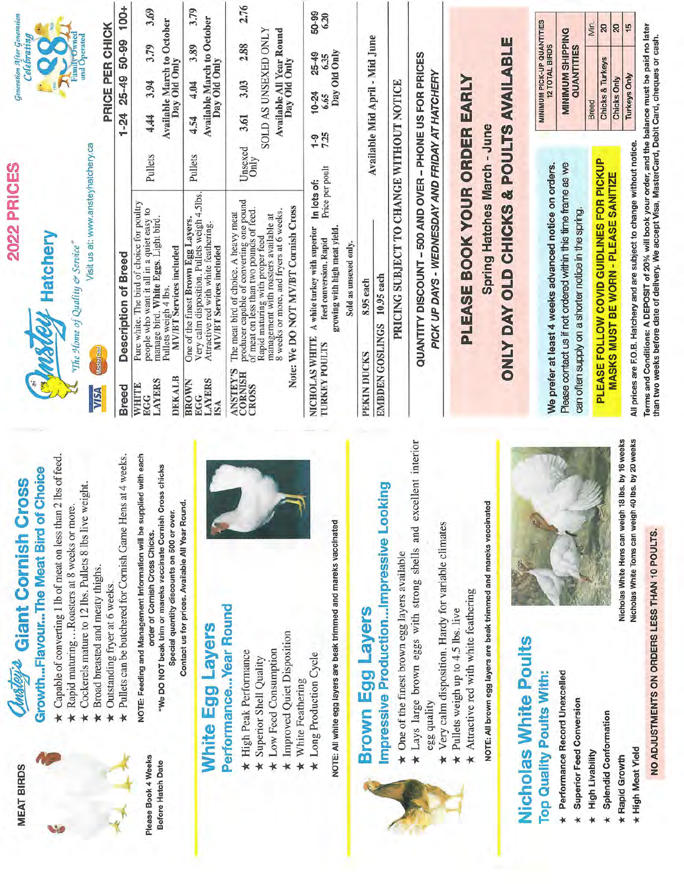# MEAT BIRDS

Please Book 4 Weeks Before Hatch Date

## Anstey's Giant Cornish Cross

### Growth...Flavour...The Meat Bird of Choice

- ★ Capable of converting 1 lb of meat on less than 2 lbs of feed.
- ★ Rapid maturing....Roasters at 8 weeks or more.
- ★ Cockerels mature to 12 lbs. Pullets 8 lbs live weight.
- ★ Broad breasted and meaty thighs.
- ★ Outstanding fryer at 6 weeks.
- ★ Pullets can be butchered for Cornish Game Hens at 4 weeks.

**NOTE: Feeding and Management Information will be supplied with each order of Cornish Cross Chicks.**

**\*We DO NOT beak trim or mareks vaccinate Cornish Cross chicks**

**Special quantity discounts on 500 or over.**

**Contact us for prices. Available All Year Round.**

## White Egg Layers

### Performance...Year Round

- ★ High Peak Performance
- ★ Superior Shell Quality
- ★ Low Feed Consumption
- ★ Improved Quiet Disposition
- ★ White Feathering
- ★ Long Production Cycle

**NOTE: All white egg layers are beak trimmed and mareks vaccinated**

## Brown Egg Layers

### Impressive Production...Impressive Looking

- ★ One of the finest brown egg layers available
- ★ Lays large brown eggs with strong shells and excellent interior egg quality
- ★ Very calm disposition. Hardy for variable climates
- ★ Pullets weigh up to 4.5 lbs. live
- ★ Attractive red with white feathering

**NOTE: All brown egg layers are beak trimmed and mareks vaccinated**

## Nicholas White Poults

### Top Quality Poults With:

- ★ **Performance Record Unexcelled**
- ★ **Superior Feed Conversion**
- ★ **High Livability**
- ★ **Splendid Conformation**
- ★ **Rapid Growth**
- ★ **High Meat Yield**

**Nicholas White Hens can weigh 18 lbs. by 16 weeks**

**Nicholas White Toms can weigh 40 lbs. by 20 weeks**

**NO ADJUSTMENTS ON ORDERS LESS THAN 10 POULTS.**

---

# Anstey Hatchery

*"The Home of Quality & Service"*

Visit us at: www.ansteyhatchery.ca

## 2022 PRICES

*Generation After Generation* Celebrating 88 — 1934–2022 — Family Owned and Operated

| Breed | Description of Breed | | PRICE PER CHICK 1-24 | 25-49 | 50-99 | 100+ |
|---|---|---|---|---|---|---|
| WHITE EGG LAYERS DEKALB | Pure white. The bird of choice for poultry people who want it all in a quiet easy to manage bird. **White Eggs**. Light bird. Pullets weigh 4 lbs. MV/BT Services included | Pullets | 4.44 | 3.94 | 3.79 | 3.69 |
| | | | Available March to October Day Old Only | | | |
| BROWN EGG LAYERS ISA | One of the finest **Brown Egg Layers**. Very calm disposition. Pullets weigh 4.5lbs. Attractive red with white feathering. MV/BT Services included | Pullets | 4.54 | 4.04 | 3.89 | 3.79 |
| | | | Available March to October Day Old Only | | | |
| ANSTEY'S CORNISH CROSS | The meat bird of choice. A heavy meat producer capable of converting one pound of meat on less than two pounds of feed. Rapid maturing with proper feed management with roasters available at 8 weeks or more, and fryers at 6 weeks. | Unsexed Only | 3.61 | 3.03 | 2.88 | 2.76 |
| | Note: We DO NOT MV/BT Cornish Cross | | SOLD AS UNSEXED ONLY Available All Year Round Day Old Only | | | |

| NICHOLAS WHITE TURKEY POULTS | A white turkey with superior feed conversion. Rapid growing with high meat yield. Sold as unsexed only. | In lots of: Price per poult | 1-9 7.25 | 10-24 6.65 | 25-49 6.35 | 50-99 6.20 |
|---|---|---|---|---|---|---|
| | | | Day Old Only | | | |

| PEKIN DUCKS | 8.95 each | Available Mid April - Mid June |
|---|---|---|
| EMBDEN GOSLINGS | 10.95 each | |

PRICING SUBJECT TO CHANGE WITHOUT NOTICE

**QUANTITY DISCOUNT – 500 AND OVER – PHONE US FOR PRICES**

***PICK UP DAYS - WEDNESDAY AND FRIDAY AT HATCHERY***

## PLEASE BOOK YOUR ORDER EARLY

### Spring Hatches March - June

## ONLY DAY OLD CHICKS & POULTS AVAILABLE

**We prefer at least 4 weeks advanced notice on orders.** Please contact us if not ordered within this time frame as we can often supply on a shorter notice in the spring.

**PLEASE FOLLOW COVID GUIDELINES FOR PICKUP MASKS MUST BE WORN - PLEASE SANITIZE**

MINIMUM PICK-UP QUANTITIES 12 TOTAL BIRDS

**MINIMUM SHIPPING QUANTITIES**

| Breed | Min. |
|---|---|
| Chicks & Turkeys | 20 |
| Chicks Only | 20 |
| Turkeys Only | 15 |

All prices are F.O.B. Hatchery and are subject to change without notice.

**Terms and Conditions: A DEPOSIT of 20% will book your order, and the balance must be paid no later than two weeks before date of delivery. We accept Visa, MasterCard, Debit Card, cheques or cash.**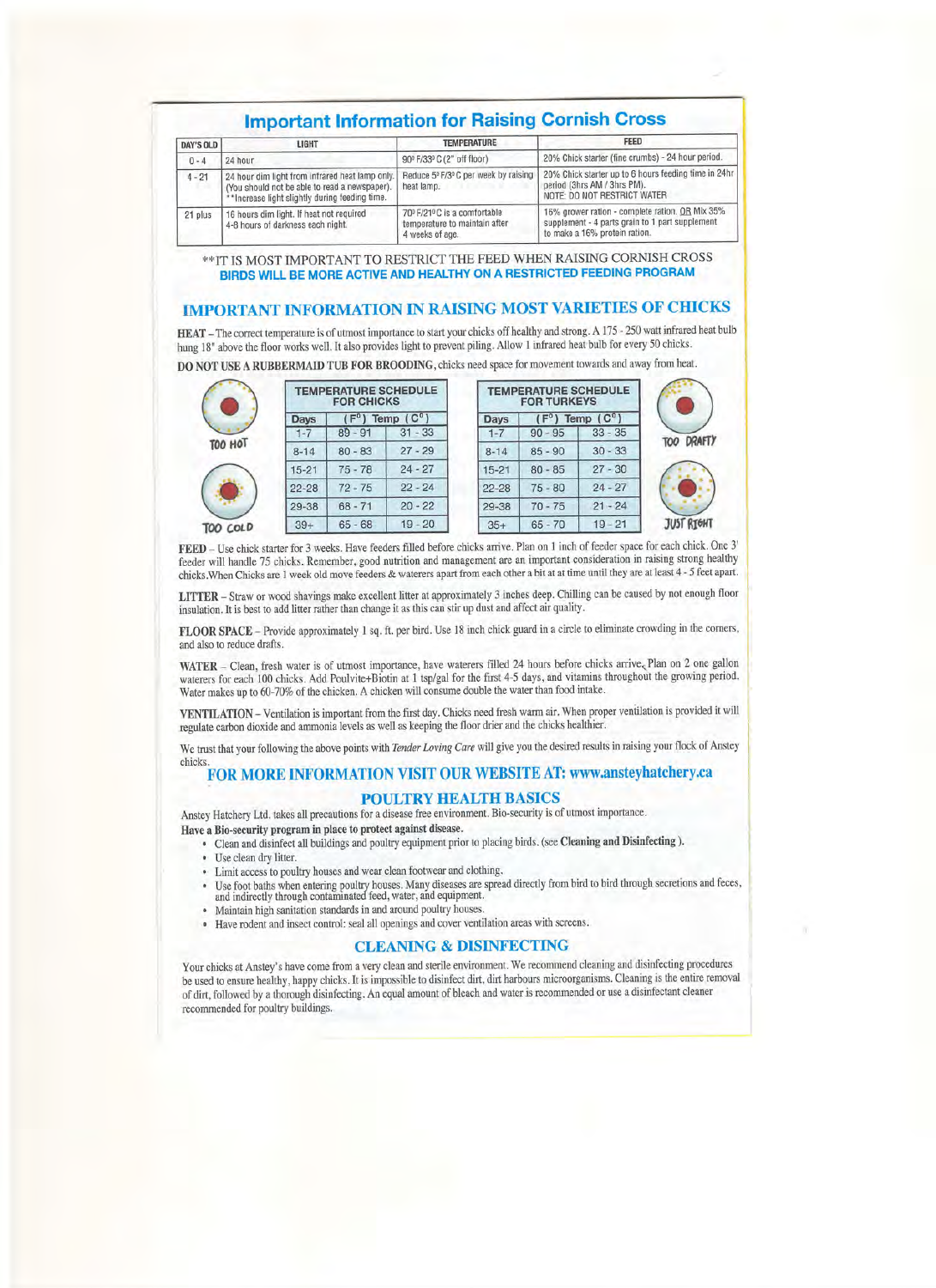# Important Information for Raising Cornish Cross

| DAY'S OLD | LIGHT | TEMPERATURE | FEED |
|---|---|---|---|
| 0 - 4 | 24 hour | 90° F/33° C (2" off floor) | 20% Chick starter (fine crumbs) - 24 hour period. |
| 4 - 21 | 24 hour dim light from infrared heat lamp only. (You should not be able to read a newspaper). **Increase light slightly during feeding time. | Reduce 5° F/3° C per week by raising heat lamp. | 20% Chick starter up to 6 hours feeding time in 24hr period (3hrs AM / 3hrs PM). NOTE: DO NOT RESTRICT WATER |
| 21 plus | 16 hours dim light. If heat not required 4-8 hours of darkness each night. | 70° F/21°C is a comfortable temperature to maintain after 4 weeks of age. | 16% grower ration - complete ration. OR Mix 35% supplement - 4 parts grain to 1 part supplement to make a 16% protein ration. |

**IT IS MOST IMPORTANT TO RESTRICT THE FEED WHEN RAISING CORNISH CROSS

**BIRDS WILL BE MORE ACTIVE AND HEALTHY ON A RESTRICTED FEEDING PROGRAM**

## IMPORTANT INFORMATION IN RAISING MOST VARIETIES OF CHICKS

**HEAT** – The correct temperature is of utmost importance to start your chicks off healthy and strong. A 175 - 250 watt infrared heat bulb hung 18" above the floor works well. It also provides light to prevent piling. Allow 1 infrared heat bulb for every 50 chicks.

**DO NOT USE A RUBBERMAID TUB FOR BROODING**, chicks need space for movement towards and away from heat.

TOO HOT

TOO COLD

| TEMPERATURE SCHEDULE FOR CHICKS | | |
|---|---|---|
| Days | (F°) Temp | (C°) |
| 1-7 | 89 - 91 | 31 - 33 |
| 8-14 | 80 - 83 | 27 - 29 |
| 15-21 | 75 - 78 | 24 - 27 |
| 22-28 | 72 - 75 | 22 - 24 |
| 29-38 | 68 - 71 | 20 - 22 |
| 39+ | 65 - 68 | 19 - 20 |

| TEMPERATURE SCHEDULE FOR TURKEYS | | |
|---|---|---|
| Days | (F°) Temp | (C°) |
| 1-7 | 90 - 95 | 33 - 35 |
| 8-14 | 85 - 90 | 30 - 33 |
| 15-21 | 80 - 85 | 27 - 30 |
| 22-28 | 75 - 80 | 24 - 27 |
| 29-38 | 70 - 75 | 21 - 24 |
| 35+ | 65 - 70 | 19 - 21 |

TOO DRAFTY

JUST RIGHT

**FEED** – Use chick starter for 3 weeks. Have feeders filled before chicks arrive. Plan on 1 inch of feeder space for each chick. One 3' feeder will handle 75 chicks. Remember, good nutrition and management are an important consideration in raising strong healthy chicks.When Chicks are 1 week old move feeders & waterers apart from each other a bit at at time until they are at least 4 - 5 feet apart.

**LITTER** – Straw or wood shavings make excellent litter at approximately 3 inches deep. Chilling can be caused by not enough floor insulation. It is best to add litter rather than change it as this can stir up dust and affect air quality.

**FLOOR SPACE** – Provide approximately 1 sq. ft. per bird. Use 18 inch chick guard in a circle to eliminate crowding in the corners, and also to reduce drafts.

**WATER** – Clean, fresh water is of utmost importance, have waterers filled 24 hours before chicks arrive. Plan on 2 one gallon waterers for each 100 chicks. Add Poulvite+Biotin at 1 tsp/gal for the first 4-5 days, and vitamins throughout the growing period. Water makes up to 60-70% of the chicken. A chicken will consume double the water than food intake.

**VENTILATION** – Ventilation is important from the first day. Chicks need fresh warm air. When proper ventilation is provided it will regulate carbon dioxide and ammonia levels as well as keeping the floor drier and the chicks healthier.

We trust that your following the above points with *Tender Loving Care* will give you the desired results in raising your flock of Anstey chicks.

## FOR MORE INFORMATION VISIT OUR WEBSITE AT: www.ansteyhatchery.ca

## POULTRY HEALTH BASICS

Anstey Hatchery Ltd. takes all precautions for a disease free environment. Bio-security is of utmost importance.

**Have a Bio-security program in place to protect against disease.**

- Clean and disinfect all buildings and poultry equipment prior to placing birds. (see **Cleaning and Disinfecting** ).
- Use clean dry litter.
- Limit access to poultry houses and wear clean footwear and clothing.
- Use foot baths when entering poultry houses. Many diseases are spread directly from bird to bird through secretions and feces, and indirectly through contaminated feed, water, and equipment.
- Maintain high sanitation standards in and around poultry houses.
- Have rodent and insect control: seal all openings and cover ventilation areas with screens.

## CLEANING & DISINFECTING

Your chicks at Anstey's have come from a very clean and sterile environment. We recommend cleaning and disinfecting procedures be used to ensure healthy, happy chicks. It is impossible to disinfect dirt, dirt harbours microorganisms. Cleaning is the entire removal of dirt, followed by a thorough disinfecting. An equal amount of bleach and water is recommended or use a disinfectant cleaner recommended for poultry buildings.